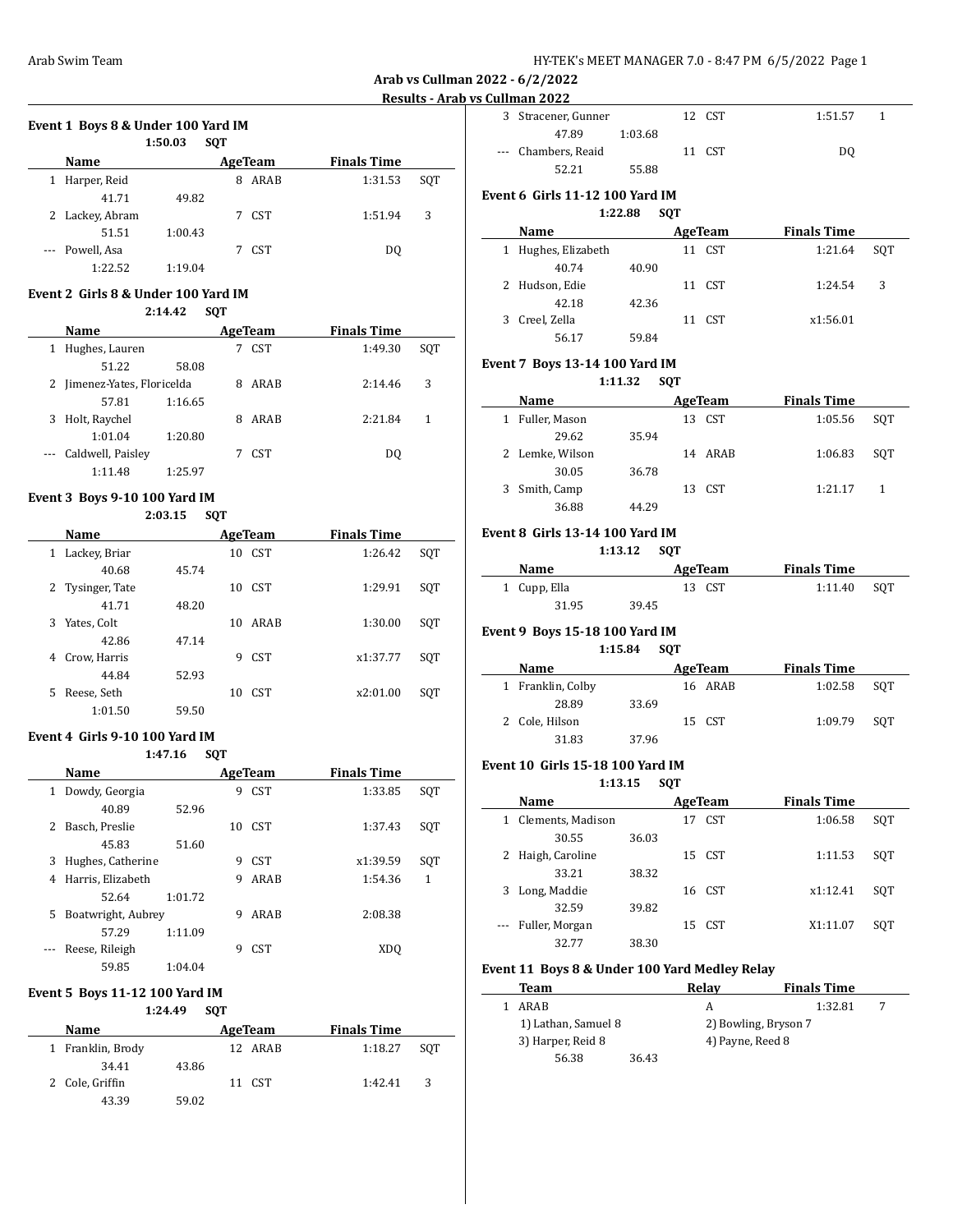## Arab vs Cullman 2022 - 6/2/2022

### Results - Arab vs Cullman 2022

**Event 1 Boys 8 & Under 100 Yard IM**

1:50.03 SQT

| | Name | Age | Team | Finals Time | |
|---|---|---|---|---|---|
| 1 | Harper, Reid | 8 | ARAB | 1:31.53 | SQT |
| | 41.71 49.82 | | | | |
| 2 | Lackey, Abram | 7 | CST | 1:51.94 | 3 |
| | 51.51 1:00.43 | | | | |
| --- | Powell, Asa | 7 | CST | DQ | |
| | 1:22.52 1:19.04 | | | | |

**Event 2 Girls 8 & Under 100 Yard IM**

2:14.42 SQT

| | Name | Age | Team | Finals Time | |
|---|---|---|---|---|---|
| 1 | Hughes, Lauren | 7 | CST | 1:49.30 | SQT |
| | 51.22 58.08 | | | | |
| 2 | Jimenez-Yates, Floricelda | 8 | ARAB | 2:14.46 | 3 |
| | 57.81 1:16.65 | | | | |
| 3 | Holt, Raychel | 8 | ARAB | 2:21.84 | 1 |
| | 1:01.04 1:20.80 | | | | |
| --- | Caldwell, Paisley | 7 | CST | DQ | |
| | 1:11.48 1:25.97 | | | | |

**Event 3 Boys 9-10 100 Yard IM**

2:03.15 SQT

| | Name | Age | Team | Finals Time | |
|---|---|---|---|---|---|
| 1 | Lackey, Briar | 10 | CST | 1:26.42 | SQT |
| | 40.68 45.74 | | | | |
| 2 | Tysinger, Tate | 10 | CST | 1:29.91 | SQT |
| | 41.71 48.20 | | | | |
| 3 | Yates, Colt | 10 | ARAB | 1:30.00 | SQT |
| | 42.86 47.14 | | | | |
| 4 | Crow, Harris | 9 | CST | x1:37.77 | SQT |
| | 44.84 52.93 | | | | |
| 5 | Reese, Seth | 10 | CST | x2:01.00 | SQT |
| | 1:01.50 59.50 | | | | |

**Event 4 Girls 9-10 100 Yard IM**

1:47.16 SQT

| | Name | Age | Team | Finals Time | |
|---|---|---|---|---|---|
| 1 | Dowdy, Georgia | 9 | CST | 1:33.85 | SQT |
| | 40.89 52.96 | | | | |
| 2 | Basch, Preslie | 10 | CST | 1:37.43 | SQT |
| | 45.83 51.60 | | | | |
| 3 | Hughes, Catherine | 9 | CST | x1:39.59 | SQT |
| 4 | Harris, Elizabeth | 9 | ARAB | 1:54.36 | 1 |
| | 52.64 1:01.72 | | | | |
| 5 | Boatwright, Aubrey | 9 | ARAB | 2:08.38 | |
| | 57.29 1:11.09 | | | | |
| --- | Reese, Rileigh | 9 | CST | XDQ | |
| | 59.85 1:04.04 | | | | |

**Event 5 Boys 11-12 100 Yard IM**

1:24.49 SQT

| | Name | Age | Team | Finals Time | |
|---|---|---|---|---|---|
| 1 | Franklin, Brody | 12 | ARAB | 1:18.27 | SQT |
| | 34.41 43.86 | | | | |
| 2 | Cole, Griffin | 11 | CST | 1:42.41 | 3 |
| | 43.39 59.02 | | | | |
| 3 | Stracener, Gunner | 12 | CST | 1:51.57 | 1 |
| | 47.89 1:03.68 | | | | |
| --- | Chambers, Reaid | 11 | CST | DQ | |
| | 52.21 55.88 | | | | |

**Event 6 Girls 11-12 100 Yard IM**

1:22.88 SQT

| | Name | Age | Team | Finals Time | |
|---|---|---|---|---|---|
| 1 | Hughes, Elizabeth | 11 | CST | 1:21.64 | SQT |
| | 40.74 40.90 | | | | |
| 2 | Hudson, Edie | 11 | CST | 1:24.54 | 3 |
| | 42.18 42.36 | | | | |
| 3 | Creel, Zella | 11 | CST | x1:56.01 | |
| | 56.17 59.84 | | | | |

**Event 7 Boys 13-14 100 Yard IM**

1:11.32 SQT

| | Name | Age | Team | Finals Time | |
|---|---|---|---|---|---|
| 1 | Fuller, Mason | 13 | CST | 1:05.56 | SQT |
| | 29.62 35.94 | | | | |
| 2 | Lemke, Wilson | 14 | ARAB | 1:06.83 | SQT |
| | 30.05 36.78 | | | | |
| 3 | Smith, Camp | 13 | CST | 1:21.17 | 1 |
| | 36.88 44.29 | | | | |

**Event 8 Girls 13-14 100 Yard IM**

1:13.12 SQT

| | Name | Age | Team | Finals Time | |
|---|---|---|---|---|---|
| 1 | Cupp, Ella | 13 | CST | 1:11.40 | SQT |
| | 31.95 39.45 | | | | |

**Event 9 Boys 15-18 100 Yard IM**

1:15.84 SQT

| | Name | Age | Team | Finals Time | |
|---|---|---|---|---|---|
| 1 | Franklin, Colby | 16 | ARAB | 1:02.58 | SQT |
| | 28.89 33.69 | | | | |
| 2 | Cole, Hilson | 15 | CST | 1:09.79 | SQT |
| | 31.83 37.96 | | | | |

**Event 10 Girls 15-18 100 Yard IM**

1:13.15 SQT

| | Name | Age | Team | Finals Time | |
|---|---|---|---|---|---|
| 1 | Clements, Madison | 17 | CST | 1:06.58 | SQT |
| | 30.55 36.03 | | | | |
| 2 | Haigh, Caroline | 15 | CST | 1:11.53 | SQT |
| | 33.21 38.32 | | | | |
| 3 | Long, Maddie | 16 | CST | x1:12.41 | SQT |
| | 32.59 39.82 | | | | |
| --- | Fuller, Morgan | 15 | CST | X1:11.07 | SQT |
| | 32.77 38.30 | | | | |

**Event 11 Boys 8 & Under 100 Yard Medley Relay**

| | Team | Relay | Finals Time | |
|---|---|---|---|---|
| 1 | ARAB | A | 1:32.81 | 7 |
| | 1) Lathan, Samuel 8 | 2) Bowling, Bryson 7 | | |
| | 3) Harper, Reid 8 | 4) Payne, Reed 8 | | |
| | 56.38 36.43 | | | |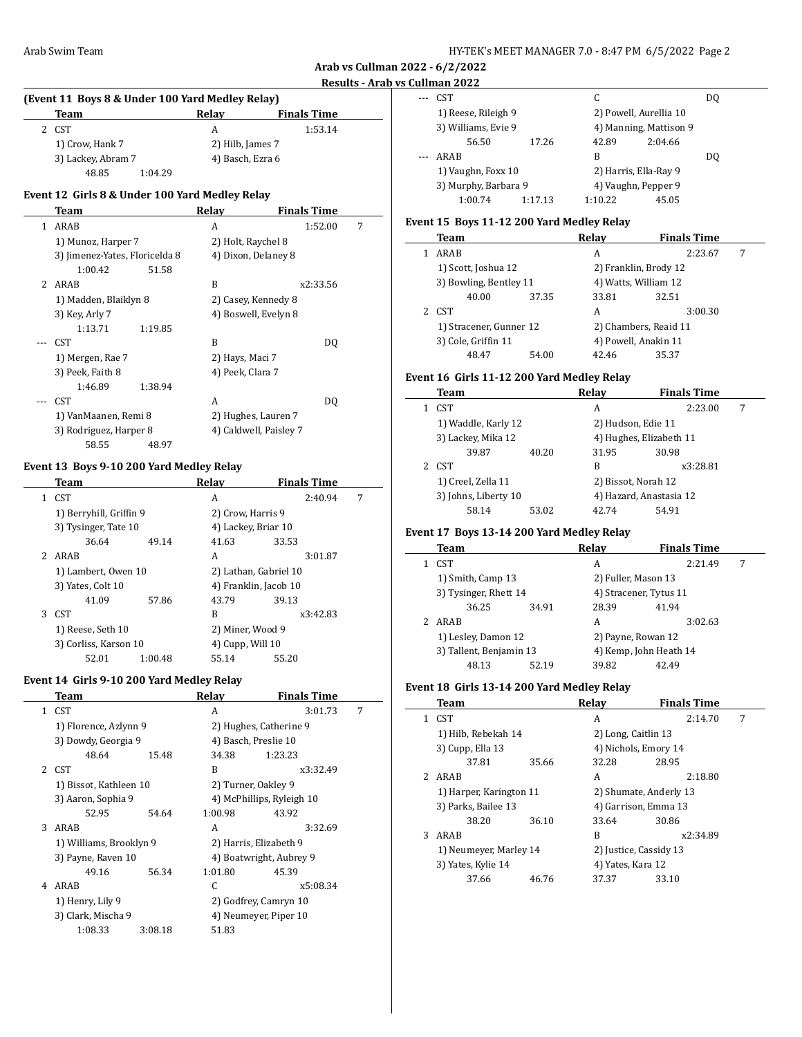**Arab vs Cullman 2022 - 6/2/2022**

**Results - Arab vs Cullman 2022**

### (Event 11 Boys 8 & Under 100 Yard Medley Relay)

| | Team | Relay | Finals Time | |
|---|---|---|---|---|
| 2 | CST | A | 1:53.14 | |
| | 1) Crow, Hank 7 | 2) Hilb, James 7 | | |
| | 3) Lackey, Abram 7 | 4) Basch, Ezra 6 | | |
| | 48.85 1:04.29 | | | |

### Event 12 Girls 8 & Under 100 Yard Medley Relay

| | Team | Relay | Finals Time | |
|---|---|---|---|---|
| 1 | ARAB | A | 1:52.00 | 7 |
| | 1) Munoz, Harper 7 | 2) Holt, Raychel 8 | | |
| | 3) Jimenez-Yates, Floricelda 8 | 4) Dixon, Delaney 8 | | |
| | 1:00.42 51.58 | | | |
| 2 | ARAB | B | x2:33.56 | |
| | 1) Madden, Blaiklyn 8 | 2) Casey, Kennedy 8 | | |
| | 3) Key, Arly 7 | 4) Boswell, Evelyn 8 | | |
| | 1:13.71 1:19.85 | | | |
| --- | CST | B | DQ | |
| | 1) Mergen, Rae 7 | 2) Hays, Maci 7 | | |
| | 3) Peek, Faith 8 | 4) Peek, Clara 7 | | |
| | 1:46.89 1:38.94 | | | |
| --- | CST | A | DQ | |
| | 1) VanMaanen, Remi 8 | 2) Hughes, Lauren 7 | | |
| | 3) Rodriguez, Harper 8 | 4) Caldwell, Paisley 7 | | |
| | 58.55 48.97 | | | |

### Event 13 Boys 9-10 200 Yard Medley Relay

| | Team | Relay | Finals Time | |
|---|---|---|---|---|
| 1 | CST | A | 2:40.94 | 7 |
| | 1) Berryhill, Griffin 9 | 2) Crow, Harris 9 | | |
| | 3) Tysinger, Tate 10 | 4) Lackey, Briar 10 | | |
| | 36.64 49.14 | 41.63 33.53 | | |
| 2 | ARAB | A | 3:01.87 | |
| | 1) Lambert, Owen 10 | 2) Lathan, Gabriel 10 | | |
| | 3) Yates, Colt 10 | 4) Franklin, Jacob 10 | | |
| | 41.09 57.86 | 43.79 39.13 | | |
| 3 | CST | B | x3:42.83 | |
| | 1) Reese, Seth 10 | 2) Miner, Wood 9 | | |
| | 3) Corliss, Karson 10 | 4) Cupp, Will 10 | | |
| | 52.01 1:00.48 | 55.14 55.20 | | |

### Event 14 Girls 9-10 200 Yard Medley Relay

| | Team | Relay | Finals Time | |
|---|---|---|---|---|
| 1 | CST | A | 3:01.73 | 7 |
| | 1) Florence, Azlynn 9 | 2) Hughes, Catherine 9 | | |
| | 3) Dowdy, Georgia 9 | 4) Basch, Preslie 10 | | |
| | 48.64 15.48 | 34.38 1:23.23 | | |
| 2 | CST | B | x3:32.49 | |
| | 1) Bissot, Kathleen 10 | 2) Turner, Oakley 9 | | |
| | 3) Aaron, Sophia 9 | 4) McPhillips, Ryleigh 10 | | |
| | 52.95 54.64 | 1:00.98 43.92 | | |
| 3 | ARAB | A | 3:32.69 | |
| | 1) Williams, Brooklyn 9 | 2) Harris, Elizabeth 9 | | |
| | 3) Payne, Raven 10 | 4) Boatwright, Aubrey 9 | | |
| | 49.16 56.34 | 1:01.80 45.39 | | |
| 4 | ARAB | C | x5:08.34 | |
| | 1) Henry, Lily 9 | 2) Godfrey, Camryn 10 | | |
| | 3) Clark, Mischa 9 | 4) Neumeyer, Piper 10 | | |
| | 1:08.33 3:08.18 | 51.83 | | |
| --- | CST | C | DQ | |
| | 1) Reese, Rileigh 9 | 2) Powell, Aurellia 10 | | |
| | 3) Williams, Evie 9 | 4) Manning, Mattison 9 | | |
| | 56.50 17.26 | 42.89 2:04.66 | | |
| --- | ARAB | B | DQ | |
| | 1) Vaughn, Foxx 10 | 2) Harris, Ella-Ray 9 | | |
| | 3) Murphy, Barbara 9 | 4) Vaughn, Pepper 9 | | |
| | 1:00.74 1:17.13 | 1:10.22 45.05 | | |

### Event 15 Boys 11-12 200 Yard Medley Relay

| | Team | Relay | Finals Time | |
|---|---|---|---|---|
| 1 | ARAB | A | 2:23.67 | 7 |
| | 1) Scott, Joshua 12 | 2) Franklin, Brody 12 | | |
| | 3) Bowling, Bentley 11 | 4) Watts, William 12 | | |
| | 40.00 37.35 | 33.81 32.51 | | |
| 2 | CST | A | 3:00.30 | |
| | 1) Stracener, Gunner 12 | 2) Chambers, Reaid 11 | | |
| | 3) Cole, Griffin 11 | 4) Powell, Anakin 11 | | |
| | 48.47 54.00 | 42.46 35.37 | | |

### Event 16 Girls 11-12 200 Yard Medley Relay

| | Team | Relay | Finals Time | |
|---|---|---|---|---|
| 1 | CST | A | 2:23.00 | 7 |
| | 1) Waddle, Karly 12 | 2) Hudson, Edie 11 | | |
| | 3) Lackey, Mika 12 | 4) Hughes, Elizabeth 11 | | |
| | 39.87 40.20 | 31.95 30.98 | | |
| 2 | CST | B | x3:28.81 | |
| | 1) Creel, Zella 11 | 2) Bissot, Norah 12 | | |
| | 3) Johns, Liberty 10 | 4) Hazard, Anastasia 12 | | |
| | 58.14 53.02 | 42.74 54.91 | | |

### Event 17 Boys 13-14 200 Yard Medley Relay

| | Team | Relay | Finals Time | |
|---|---|---|---|---|
| 1 | CST | A | 2:21.49 | 7 |
| | 1) Smith, Camp 13 | 2) Fuller, Mason 13 | | |
| | 3) Tysinger, Rhett 14 | 4) Stracener, Tytus 11 | | |
| | 36.25 34.91 | 28.39 41.94 | | |
| 2 | ARAB | A | 3:02.63 | |
| | 1) Lesley, Damon 12 | 2) Payne, Rowan 12 | | |
| | 3) Tallent, Benjamin 13 | 4) Kemp, John Heath 14 | | |
| | 48.13 52.19 | 39.82 42.49 | | |

### Event 18 Girls 13-14 200 Yard Medley Relay

| | Team | Relay | Finals Time | |
|---|---|---|---|---|
| 1 | CST | A | 2:14.70 | 7 |
| | 1) Hilb, Rebekah 14 | 2) Long, Caitlin 13 | | |
| | 3) Cupp, Ella 13 | 4) Nichols, Emory 14 | | |
| | 37.81 35.66 | 32.28 28.95 | | |
| 2 | ARAB | A | 2:18.80 | |
| | 1) Harper, Karington 11 | 2) Shumate, Anderly 13 | | |
| | 3) Parks, Bailee 13 | 4) Garrison, Emma 13 | | |
| | 38.20 36.10 | 33.64 30.86 | | |
| 3 | ARAB | B | x2:34.89 | |
| | 1) Neumeyer, Marley 14 | 2) Justice, Cassidy 13 | | |
| | 3) Yates, Kylie 14 | 4) Yates, Kara 12 | | |
| | 37.66 46.76 | 37.37 33.10 | | |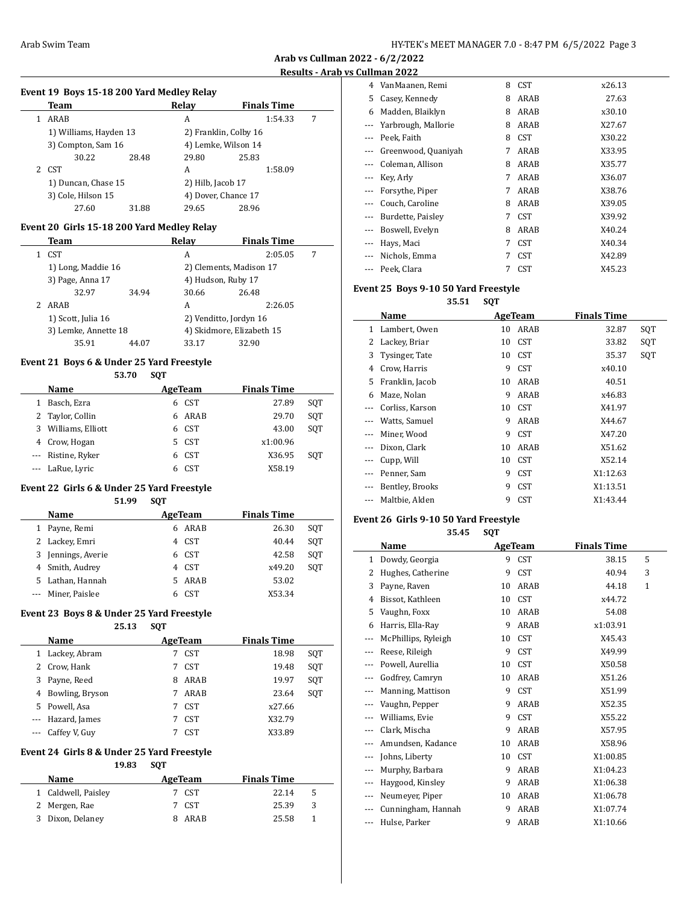## Arab vs Cullman 2022 - 6/2/2022

### Results - Arab vs Cullman 2022

#### Event 19 Boys 15-18 200 Yard Medley Relay

| | Team | Relay | Finals Time | |
|---|---|---|---|---|
| 1 | ARAB | A | 1:54.33 | 7 |
| | 1) Williams, Hayden 13 | 2) Franklin, Colby 16 | | |
| | 3) Compton, Sam 16 | 4) Lemke, Wilson 14 | | |
| | 30.22 28.48 | 29.80 25.83 | | |
| 2 | CST | A | 1:58.09 | |
| | 1) Duncan, Chase 15 | 2) Hilb, Jacob 17 | | |
| | 3) Cole, Hilson 15 | 4) Dover, Chance 17 | | |
| | 27.60 31.88 | 29.65 28.96 | | |

#### Event 20 Girls 15-18 200 Yard Medley Relay

| | Team | Relay | Finals Time | |
|---|---|---|---|---|
| 1 | CST | A | 2:05.05 | 7 |
| | 1) Long, Maddie 16 | 2) Clements, Madison 17 | | |
| | 3) Page, Anna 17 | 4) Hudson, Ruby 17 | | |
| | 32.97 34.94 | 30.66 26.48 | | |
| 2 | ARAB | A | 2:26.05 | |
| | 1) Scott, Julia 16 | 2) Venditto, Jordyn 16 | | |
| | 3) Lemke, Annette 18 | 4) Skidmore, Elizabeth 15 | | |
| | 35.91 44.07 | 33.17 32.90 | | |

#### Event 21 Boys 6 & Under 25 Yard Freestyle

53.70 SQT

| | Name | Age | Team | Finals Time | |
|---|---|---|---|---|---|
| 1 | Basch, Ezra | 6 | CST | 27.89 | SQT |
| 2 | Taylor, Collin | 6 | ARAB | 29.70 | SQT |
| 3 | Williams, Elliott | 6 | CST | 43.00 | SQT |
| 4 | Crow, Hogan | 5 | CST | x1:00.96 | |
| --- | Ristine, Ryker | 6 | CST | X36.95 | SQT |
| --- | LaRue, Lyric | 6 | CST | X58.19 | |

#### Event 22 Girls 6 & Under 25 Yard Freestyle

51.99 SQT

| | Name | Age | Team | Finals Time | |
|---|---|---|---|---|---|
| 1 | Payne, Remi | 6 | ARAB | 26.30 | SQT |
| 2 | Lackey, Emri | 4 | CST | 40.44 | SQT |
| 3 | Jennings, Averie | 6 | CST | 42.58 | SQT |
| 4 | Smith, Audrey | 4 | CST | x49.20 | SQT |
| 5 | Lathan, Hannah | 5 | ARAB | 53.02 | |
| --- | Miner, Paislee | 6 | CST | X53.34 | |

#### Event 23 Boys 8 & Under 25 Yard Freestyle

25.13 SQT

| | Name | Age | Team | Finals Time | |
|---|---|---|---|---|---|
| 1 | Lackey, Abram | 7 | CST | 18.98 | SQT |
| 2 | Crow, Hank | 7 | CST | 19.48 | SQT |
| 3 | Payne, Reed | 8 | ARAB | 19.97 | SQT |
| 4 | Bowling, Bryson | 7 | ARAB | 23.64 | SQT |
| 5 | Powell, Asa | 7 | CST | x27.66 | |
| --- | Hazard, James | 7 | CST | X32.79 | |
| --- | Caffey V, Guy | 7 | CST | X33.89 | |

#### Event 24 Girls 8 & Under 25 Yard Freestyle

19.83 SQT

| | Name | Age | Team | Finals Time | |
|---|---|---|---|---|---|
| 1 | Caldwell, Paisley | 7 | CST | 22.14 | 5 |
| 2 | Mergen, Rae | 7 | CST | 25.39 | 3 |
| 3 | Dixon, Delaney | 8 | ARAB | 25.58 | 1 |
| 4 | VanMaanen, Remi | 8 | CST | x26.13 | |
| 5 | Casey, Kennedy | 8 | ARAB | 27.63 | |
| 6 | Madden, Blaiklyn | 8 | ARAB | x30.10 | |
| --- | Yarbrough, Mallorie | 8 | ARAB | X27.67 | |
| --- | Peek, Faith | 8 | CST | X30.22 | |
| --- | Greenwood, Quaniyah | 7 | ARAB | X33.95 | |
| --- | Coleman, Allison | 8 | ARAB | X35.77 | |
| --- | Key, Arly | 7 | ARAB | X36.07 | |
| --- | Forsythe, Piper | 7 | ARAB | X38.76 | |
| --- | Couch, Caroline | 8 | ARAB | X39.05 | |
| --- | Burdette, Paisley | 7 | CST | X39.92 | |
| --- | Boswell, Evelyn | 8 | ARAB | X40.24 | |
| --- | Hays, Maci | 7 | CST | X40.34 | |
| --- | Nichols, Emma | 7 | CST | X42.89 | |
| --- | Peek, Clara | 7 | CST | X45.23 | |

#### Event 25 Boys 9-10 50 Yard Freestyle

35.51 SQT

| | Name | Age | Team | Finals Time | |
|---|---|---|---|---|---|
| 1 | Lambert, Owen | 10 | ARAB | 32.87 | SQT |
| 2 | Lackey, Briar | 10 | CST | 33.82 | SQT |
| 3 | Tysinger, Tate | 10 | CST | 35.37 | SQT |
| 4 | Crow, Harris | 9 | CST | x40.10 | |
| 5 | Franklin, Jacob | 10 | ARAB | 40.51 | |
| 6 | Maze, Nolan | 9 | ARAB | x46.83 | |
| --- | Corliss, Karson | 10 | CST | X41.97 | |
| --- | Watts, Samuel | 9 | ARAB | X44.67 | |
| --- | Miner, Wood | 9 | CST | X47.20 | |
| --- | Dixon, Clark | 10 | ARAB | X51.62 | |
| --- | Cupp, Will | 10 | CST | X52.14 | |
| --- | Penner, Sam | 9 | CST | X1:12.63 | |
| --- | Bentley, Brooks | 9 | CST | X1:13.51 | |
| --- | Maltbie, Alden | 9 | CST | X1:43.44 | |

#### Event 26 Girls 9-10 50 Yard Freestyle

35.45 SQT

| | Name | Age | Team | Finals Time | |
|---|---|---|---|---|---|
| 1 | Dowdy, Georgia | 9 | CST | 38.15 | 5 |
| 2 | Hughes, Catherine | 9 | CST | 40.94 | 3 |
| 3 | Payne, Raven | 10 | ARAB | 44.18 | 1 |
| 4 | Bissot, Kathleen | 10 | CST | x44.72 | |
| 5 | Vaughn, Foxx | 10 | ARAB | 54.08 | |
| 6 | Harris, Ella-Ray | 9 | ARAB | x1:03.91 | |
| --- | McPhillips, Ryleigh | 10 | CST | X45.43 | |
| --- | Reese, Rileigh | 9 | CST | X49.99 | |
| --- | Powell, Aurellia | 10 | CST | X50.58 | |
| --- | Godfrey, Camryn | 10 | ARAB | X51.26 | |
| --- | Manning, Mattison | 9 | CST | X51.99 | |
| --- | Vaughn, Pepper | 9 | ARAB | X52.35 | |
| --- | Williams, Evie | 9 | CST | X55.22 | |
| --- | Clark, Mischa | 9 | ARAB | X57.95 | |
| --- | Amundsen, Kadance | 10 | ARAB | X58.96 | |
| --- | Johns, Liberty | 10 | CST | X1:00.85 | |
| --- | Murphy, Barbara | 9 | ARAB | X1:04.23 | |
| --- | Haygood, Kinsley | 9 | ARAB | X1:06.38 | |
| --- | Neumeyer, Piper | 10 | ARAB | X1:06.78 | |
| --- | Cunningham, Hannah | 9 | ARAB | X1:07.74 | |
| --- | Hulse, Parker | 9 | ARAB | X1:10.66 | |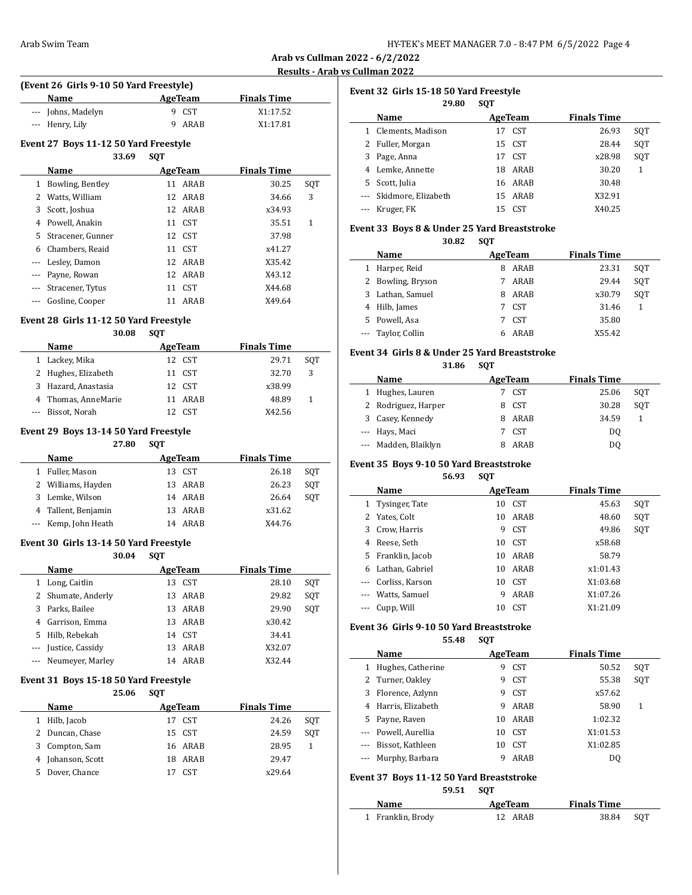**Arab vs Cullman 2022 - 6/2/2022**

**Results - Arab vs Cullman 2022**

### (Event 26 Girls 9-10 50 Yard Freestyle)

| | Name | Age | Team | Finals Time | |
|---|---|---|---|---|---|
| --- | Johns, Madelyn | 9 | CST | X1:17.52 | |
| --- | Henry, Lily | 9 | ARAB | X1:17.81 | |

### Event 27 Boys 11-12 50 Yard Freestyle

33.69 SQT

| | Name | Age | Team | Finals Time | |
|---|---|---|---|---|---|
| 1 | Bowling, Bentley | 11 | ARAB | 30.25 | SQT |
| 2 | Watts, William | 12 | ARAB | 34.66 | 3 |
| 3 | Scott, Joshua | 12 | ARAB | x34.93 | |
| 4 | Powell, Anakin | 11 | CST | 35.51 | 1 |
| 5 | Stracener, Gunner | 12 | CST | 37.98 | |
| 6 | Chambers, Reaid | 11 | CST | x41.27 | |
| --- | Lesley, Damon | 12 | ARAB | X35.42 | |
| --- | Payne, Rowan | 12 | ARAB | X43.12 | |
| --- | Stracener, Tytus | 11 | CST | X44.68 | |
| --- | Gosline, Cooper | 11 | ARAB | X49.64 | |

### Event 28 Girls 11-12 50 Yard Freestyle

30.08 SQT

| | Name | Age | Team | Finals Time | |
|---|---|---|---|---|---|
| 1 | Lackey, Mika | 12 | CST | 29.71 | SQT |
| 2 | Hughes, Elizabeth | 11 | CST | 32.70 | 3 |
| 3 | Hazard, Anastasia | 12 | CST | x38.99 | |
| 4 | Thomas, AnneMarie | 11 | ARAB | 48.89 | 1 |
| --- | Bissot, Norah | 12 | CST | X42.56 | |

### Event 29 Boys 13-14 50 Yard Freestyle

27.80 SQT

| | Name | Age | Team | Finals Time | |
|---|---|---|---|---|---|
| 1 | Fuller, Mason | 13 | CST | 26.18 | SQT |
| 2 | Williams, Hayden | 13 | ARAB | 26.23 | SQT |
| 3 | Lemke, Wilson | 14 | ARAB | 26.64 | SQT |
| 4 | Tallent, Benjamin | 13 | ARAB | x31.62 | |
| --- | Kemp, John Heath | 14 | ARAB | X44.76 | |

### Event 30 Girls 13-14 50 Yard Freestyle

30.04 SQT

| | Name | Age | Team | Finals Time | |
|---|---|---|---|---|---|
| 1 | Long, Caitlin | 13 | CST | 28.10 | SQT |
| 2 | Shumate, Anderly | 13 | ARAB | 29.82 | SQT |
| 3 | Parks, Bailee | 13 | ARAB | 29.90 | SQT |
| 4 | Garrison, Emma | 13 | ARAB | x30.42 | |
| 5 | Hilb, Rebekah | 14 | CST | 34.41 | |
| --- | Justice, Cassidy | 13 | ARAB | X32.07 | |
| --- | Neumeyer, Marley | 14 | ARAB | X32.44 | |

### Event 31 Boys 15-18 50 Yard Freestyle

25.06 SQT

| | Name | Age | Team | Finals Time | |
|---|---|---|---|---|---|
| 1 | Hilb, Jacob | 17 | CST | 24.26 | SQT |
| 2 | Duncan, Chase | 15 | CST | 24.59 | SQT |
| 3 | Compton, Sam | 16 | ARAB | 28.95 | 1 |
| 4 | Johanson, Scott | 18 | ARAB | 29.47 | |
| 5 | Dover, Chance | 17 | CST | x29.64 | |

### Event 32 Girls 15-18 50 Yard Freestyle

29.80 SQT

| | Name | Age | Team | Finals Time | |
|---|---|---|---|---|---|
| 1 | Clements, Madison | 17 | CST | 26.93 | SQT |
| 2 | Fuller, Morgan | 15 | CST | 28.44 | SQT |
| 3 | Page, Anna | 17 | CST | x28.98 | SQT |
| 4 | Lemke, Annette | 18 | ARAB | 30.20 | 1 |
| 5 | Scott, Julia | 16 | ARAB | 30.48 | |
| --- | Skidmore, Elizabeth | 15 | ARAB | X32.91 | |
| --- | Kruger, FK | 15 | CST | X40.25 | |

### Event 33 Boys 8 & Under 25 Yard Breaststroke

30.82 SQT

| | Name | Age | Team | Finals Time | |
|---|---|---|---|---|---|
| 1 | Harper, Reid | 8 | ARAB | 23.31 | SQT |
| 2 | Bowling, Bryson | 7 | ARAB | 29.44 | SQT |
| 3 | Lathan, Samuel | 8 | ARAB | x30.79 | SQT |
| 4 | Hilb, James | 7 | CST | 31.46 | 1 |
| 5 | Powell, Asa | 7 | CST | 35.80 | |
| --- | Taylor, Collin | 6 | ARAB | X55.42 | |

### Event 34 Girls 8 & Under 25 Yard Breaststroke

31.86 SQT

| | Name | Age | Team | Finals Time | |
|---|---|---|---|---|---|
| 1 | Hughes, Lauren | 7 | CST | 25.06 | SQT |
| 2 | Rodriguez, Harper | 8 | CST | 30.28 | SQT |
| 3 | Casey, Kennedy | 8 | ARAB | 34.59 | 1 |
| --- | Hays, Maci | 7 | CST | DQ | |
| --- | Madden, Blaiklyn | 8 | ARAB | DQ | |

### Event 35 Boys 9-10 50 Yard Breaststroke

56.93 SQT

| | Name | Age | Team | Finals Time | |
|---|---|---|---|---|---|
| 1 | Tysinger, Tate | 10 | CST | 45.63 | SQT |
| 2 | Yates, Colt | 10 | ARAB | 48.60 | SQT |
| 3 | Crow, Harris | 9 | CST | 49.86 | SQT |
| 4 | Reese, Seth | 10 | CST | x58.68 | |
| 5 | Franklin, Jacob | 10 | ARAB | 58.79 | |
| 6 | Lathan, Gabriel | 10 | ARAB | x1:01.43 | |
| --- | Corliss, Karson | 10 | CST | X1:03.68 | |
| --- | Watts, Samuel | 9 | ARAB | X1:07.26 | |
| --- | Cupp, Will | 10 | CST | X1:21.09 | |

### Event 36 Girls 9-10 50 Yard Breaststroke

55.48 SQT

| | Name | Age | Team | Finals Time | |
|---|---|---|---|---|---|
| 1 | Hughes, Catherine | 9 | CST | 50.52 | SQT |
| 2 | Turner, Oakley | 9 | CST | 55.38 | SQT |
| 3 | Florence, Azlynn | 9 | CST | x57.62 | |
| 4 | Harris, Elizabeth | 9 | ARAB | 58.90 | 1 |
| 5 | Payne, Raven | 10 | ARAB | 1:02.32 | |
| --- | Powell, Aurellia | 10 | CST | X1:01.53 | |
| --- | Bissot, Kathleen | 10 | CST | X1:02.85 | |
| --- | Murphy, Barbara | 9 | ARAB | DQ | |

### Event 37 Boys 11-12 50 Yard Breaststroke

59.51 SQT

| | Name | Age | Team | Finals Time | |
|---|---|---|---|---|---|
| 1 | Franklin, Brody | 12 | ARAB | 38.84 | SQT |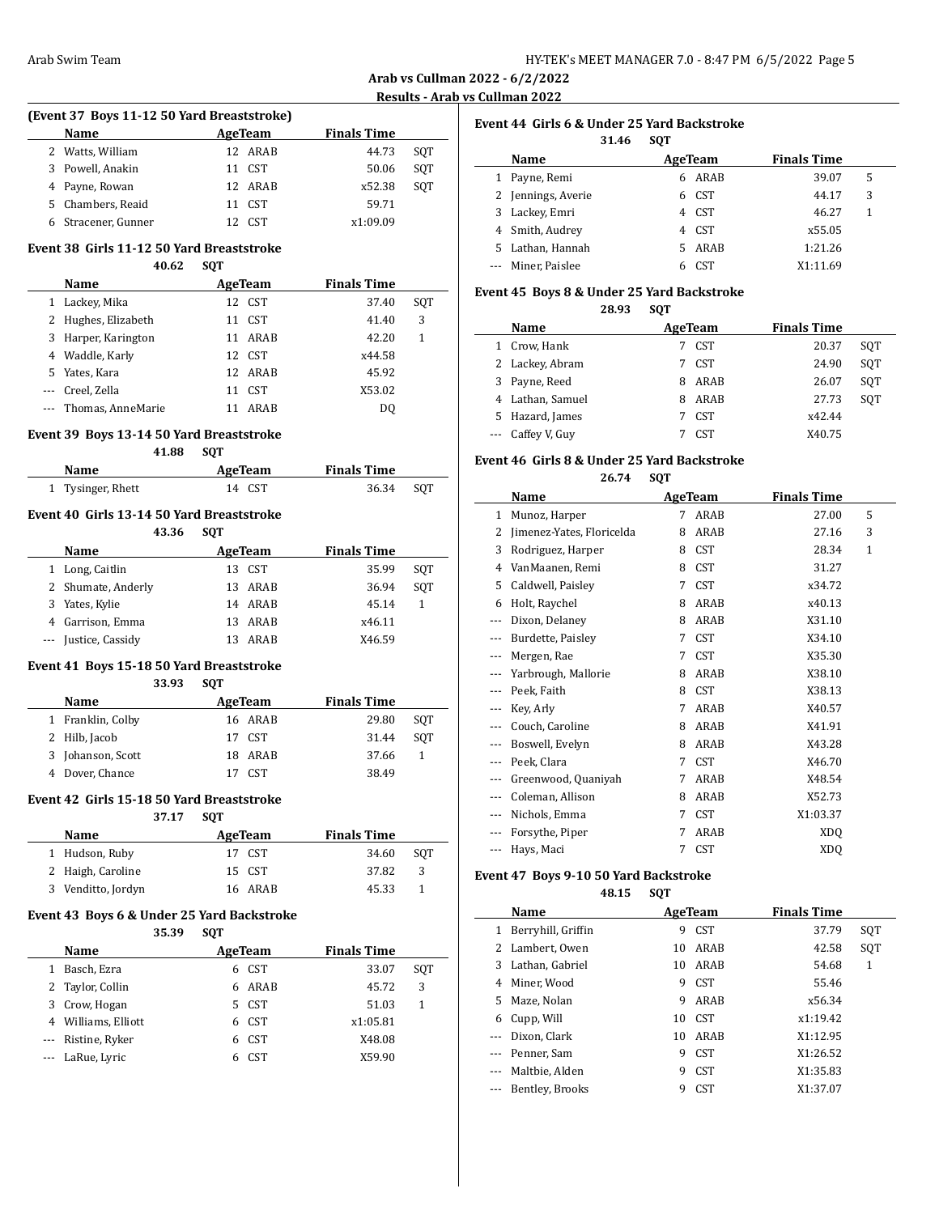**Arab vs Cullman 2022 - 6/2/2022**

**Results - Arab vs Cullman 2022**

### (Event 37 Boys 11-12 50 Yard Breaststroke)

| | Name | Age | Team | Finals Time | |
|---|---|---|---|---|---|
| 2 | Watts, William | 12 | ARAB | 44.73 | SQT |
| 3 | Powell, Anakin | 11 | CST | 50.06 | SQT |
| 4 | Payne, Rowan | 12 | ARAB | x52.38 | SQT |
| 5 | Chambers, Reaid | 11 | CST | 59.71 | |
| 6 | Stracener, Gunner | 12 | CST | x1:09.09 | |

### Event 38 Girls 11-12 50 Yard Breaststroke

40.62 SQT

| | Name | Age | Team | Finals Time | |
|---|---|---|---|---|---|
| 1 | Lackey, Mika | 12 | CST | 37.40 | SQT |
| 2 | Hughes, Elizabeth | 11 | CST | 41.40 | 3 |
| 3 | Harper, Karington | 11 | ARAB | 42.20 | 1 |
| 4 | Waddle, Karly | 12 | CST | x44.58 | |
| 5 | Yates, Kara | 12 | ARAB | 45.92 | |
| --- | Creel, Zella | 11 | CST | X53.02 | |
| --- | Thomas, AnneMarie | 11 | ARAB | DQ | |

### Event 39 Boys 13-14 50 Yard Breaststroke

41.88 SQT

| | Name | Age | Team | Finals Time | |
|---|---|---|---|---|---|
| 1 | Tysinger, Rhett | 14 | CST | 36.34 | SQT |

### Event 40 Girls 13-14 50 Yard Breaststroke

43.36 SQT

| | Name | Age | Team | Finals Time | |
|---|---|---|---|---|---|
| 1 | Long, Caitlin | 13 | CST | 35.99 | SQT |
| 2 | Shumate, Anderly | 13 | ARAB | 36.94 | SQT |
| 3 | Yates, Kylie | 14 | ARAB | 45.14 | 1 |
| 4 | Garrison, Emma | 13 | ARAB | x46.11 | |
| --- | Justice, Cassidy | 13 | ARAB | X46.59 | |

### Event 41 Boys 15-18 50 Yard Breaststroke

33.93 SQT

| | Name | Age | Team | Finals Time | |
|---|---|---|---|---|---|
| 1 | Franklin, Colby | 16 | ARAB | 29.80 | SQT |
| 2 | Hilb, Jacob | 17 | CST | 31.44 | SQT |
| 3 | Johanson, Scott | 18 | ARAB | 37.66 | 1 |
| 4 | Dover, Chance | 17 | CST | 38.49 | |

### Event 42 Girls 15-18 50 Yard Breaststroke

37.17 SQT

| | Name | Age | Team | Finals Time | |
|---|---|---|---|---|---|
| 1 | Hudson, Ruby | 17 | CST | 34.60 | SQT |
| 2 | Haigh, Caroline | 15 | CST | 37.82 | 3 |
| 3 | Venditto, Jordyn | 16 | ARAB | 45.33 | 1 |

### Event 43 Boys 6 & Under 25 Yard Backstroke

35.39 SQT

| | Name | Age | Team | Finals Time | |
|---|---|---|---|---|---|
| 1 | Basch, Ezra | 6 | CST | 33.07 | SQT |
| 2 | Taylor, Collin | 6 | ARAB | 45.72 | 3 |
| 3 | Crow, Hogan | 5 | CST | 51.03 | 1 |
| 4 | Williams, Elliott | 6 | CST | x1:05.81 | |
| --- | Ristine, Ryker | 6 | CST | X48.08 | |
| --- | LaRue, Lyric | 6 | CST | X59.90 | |

### Event 44 Girls 6 & Under 25 Yard Backstroke

31.46 SQT

| | Name | Age | Team | Finals Time | |
|---|---|---|---|---|---|
| 1 | Payne, Remi | 6 | ARAB | 39.07 | 5 |
| 2 | Jennings, Averie | 6 | CST | 44.17 | 3 |
| 3 | Lackey, Emri | 4 | CST | 46.27 | 1 |
| 4 | Smith, Audrey | 4 | CST | x55.05 | |
| 5 | Lathan, Hannah | 5 | ARAB | 1:21.26 | |
| --- | Miner, Paislee | 6 | CST | X1:11.69 | |

### Event 45 Boys 8 & Under 25 Yard Backstroke

28.93 SQT

| | Name | Age | Team | Finals Time | |
|---|---|---|---|---|---|
| 1 | Crow, Hank | 7 | CST | 20.37 | SQT |
| 2 | Lackey, Abram | 7 | CST | 24.90 | SQT |
| 3 | Payne, Reed | 8 | ARAB | 26.07 | SQT |
| 4 | Lathan, Samuel | 8 | ARAB | 27.73 | SQT |
| 5 | Hazard, James | 7 | CST | x42.44 | |
| --- | Caffey V, Guy | 7 | CST | X40.75 | |

### Event 46 Girls 8 & Under 25 Yard Backstroke

26.74 SQT

| | Name | Age | Team | Finals Time | |
|---|---|---|---|---|---|
| 1 | Munoz, Harper | 7 | ARAB | 27.00 | 5 |
| 2 | Jimenez-Yates, Floricelda | 8 | ARAB | 27.16 | 3 |
| 3 | Rodriguez, Harper | 8 | CST | 28.34 | 1 |
| 4 | VanMaanen, Remi | 8 | CST | 31.27 | |
| 5 | Caldwell, Paisley | 7 | CST | x34.72 | |
| 6 | Holt, Raychel | 8 | ARAB | x40.13 | |
| --- | Dixon, Delaney | 8 | ARAB | X31.10 | |
| --- | Burdette, Paisley | 7 | CST | X34.10 | |
| --- | Mergen, Rae | 7 | CST | X35.30 | |
| --- | Yarbrough, Mallorie | 8 | ARAB | X38.10 | |
| --- | Peek, Faith | 8 | CST | X38.13 | |
| --- | Key, Arly | 7 | ARAB | X40.57 | |
| --- | Couch, Caroline | 8 | ARAB | X41.91 | |
| --- | Boswell, Evelyn | 8 | ARAB | X43.28 | |
| --- | Peek, Clara | 7 | CST | X46.70 | |
| --- | Greenwood, Quaniyah | 7 | ARAB | X48.54 | |
| --- | Coleman, Allison | 8 | ARAB | X52.73 | |
| --- | Nichols, Emma | 7 | CST | X1:03.37 | |
| --- | Forsythe, Piper | 7 | ARAB | XDQ | |
| --- | Hays, Maci | 7 | CST | XDQ | |

### Event 47 Boys 9-10 50 Yard Backstroke

48.15 SQT

| | Name | Age | Team | Finals Time | |
|---|---|---|---|---|---|
| 1 | Berryhill, Griffin | 9 | CST | 37.79 | SQT |
| 2 | Lambert, Owen | 10 | ARAB | 42.58 | SQT |
| 3 | Lathan, Gabriel | 10 | ARAB | 54.68 | 1 |
| 4 | Miner, Wood | 9 | CST | 55.46 | |
| 5 | Maze, Nolan | 9 | ARAB | x56.34 | |
| 6 | Cupp, Will | 10 | CST | x1:19.42 | |
| --- | Dixon, Clark | 10 | ARAB | X1:12.95 | |
| --- | Penner, Sam | 9 | CST | X1:26.52 | |
| --- | Maltbie, Alden | 9 | CST | X1:35.83 | |
| --- | Bentley, Brooks | 9 | CST | X1:37.07 | |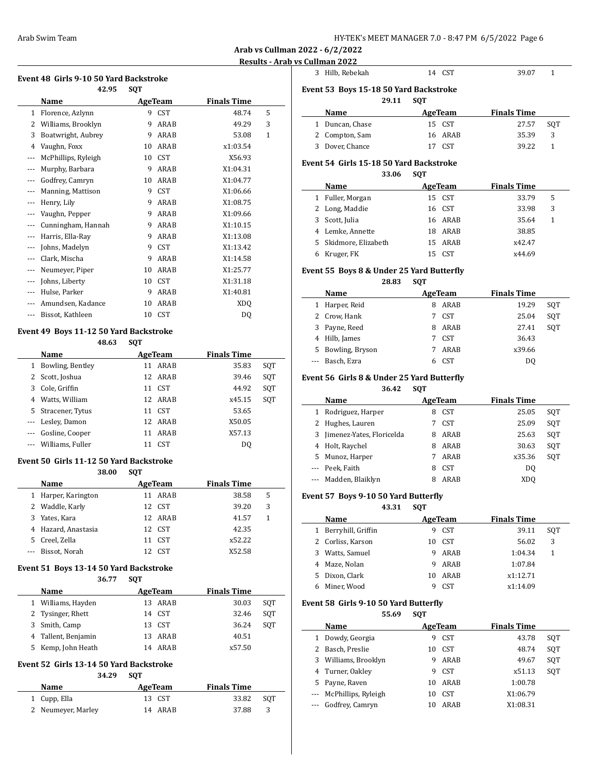**Arab vs Cullman 2022 - 6/2/2022**

**Results - Arab vs Cullman 2022**

### Event 48 Girls 9-10 50 Yard Backstroke

42.95 SQT

| | Name | Age | Team | Finals Time | |
|---|---|---|---|---|---|
| 1 | Florence, Azlynn | 9 | CST | 48.74 | 5 |
| 2 | Williams, Brooklyn | 9 | ARAB | 49.29 | 3 |
| 3 | Boatwright, Aubrey | 9 | ARAB | 53.08 | 1 |
| 4 | Vaughn, Foxx | 10 | ARAB | x1:03.54 | |
| --- | McPhillips, Ryleigh | 10 | CST | X56.93 | |
| --- | Murphy, Barbara | 9 | ARAB | X1:04.31 | |
| --- | Godfrey, Camryn | 10 | ARAB | X1:04.77 | |
| --- | Manning, Mattison | 9 | CST | X1:06.66 | |
| --- | Henry, Lily | 9 | ARAB | X1:08.75 | |
| --- | Vaughn, Pepper | 9 | ARAB | X1:09.66 | |
| --- | Cunningham, Hannah | 9 | ARAB | X1:10.15 | |
| --- | Harris, Ella-Ray | 9 | ARAB | X1:13.08 | |
| --- | Johns, Madelyn | 9 | CST | X1:13.42 | |
| --- | Clark, Mischa | 9 | ARAB | X1:14.58 | |
| --- | Neumeyer, Piper | 10 | ARAB | X1:25.77 | |
| --- | Johns, Liberty | 10 | CST | X1:31.18 | |
| --- | Hulse, Parker | 9 | ARAB | X1:40.81 | |
| --- | Amundsen, Kadance | 10 | ARAB | XDQ | |
| --- | Bissot, Kathleen | 10 | CST | DQ | |

### Event 49 Boys 11-12 50 Yard Backstroke

48.63 SQT

| | Name | Age | Team | Finals Time | |
|---|---|---|---|---|---|
| 1 | Bowling, Bentley | 11 | ARAB | 35.83 | SQT |
| 2 | Scott, Joshua | 12 | ARAB | 39.46 | SQT |
| 3 | Cole, Griffin | 11 | CST | 44.92 | SQT |
| 4 | Watts, William | 12 | ARAB | x45.15 | SQT |
| 5 | Stracener, Tytus | 11 | CST | 53.65 | |
| --- | Lesley, Damon | 12 | ARAB | X50.05 | |
| --- | Gosline, Cooper | 11 | ARAB | X57.13 | |
| --- | Williams, Fuller | 11 | CST | DQ | |

### Event 50 Girls 11-12 50 Yard Backstroke

38.00 SQT

| | Name | Age | Team | Finals Time | |
|---|---|---|---|---|---|
| 1 | Harper, Karington | 11 | ARAB | 38.58 | 5 |
| 2 | Waddle, Karly | 12 | CST | 39.20 | 3 |
| 3 | Yates, Kara | 12 | ARAB | 41.57 | 1 |
| 4 | Hazard, Anastasia | 12 | CST | 42.35 | |
| 5 | Creel, Zella | 11 | CST | x52.22 | |
| --- | Bissot, Norah | 12 | CST | X52.58 | |

### Event 51 Boys 13-14 50 Yard Backstroke

36.77 SQT

| | Name | Age | Team | Finals Time | |
|---|---|---|---|---|---|
| 1 | Williams, Hayden | 13 | ARAB | 30.03 | SQT |
| 2 | Tysinger, Rhett | 14 | CST | 32.46 | SQT |
| 3 | Smith, Camp | 13 | CST | 36.24 | SQT |
| 4 | Tallent, Benjamin | 13 | ARAB | 40.51 | |
| 5 | Kemp, John Heath | 14 | ARAB | x57.50 | |

### Event 52 Girls 13-14 50 Yard Backstroke

34.29 SQT

| | Name | Age | Team | Finals Time | |
|---|---|---|---|---|---|
| 1 | Cupp, Ella | 13 | CST | 33.82 | SQT |
| 2 | Neumeyer, Marley | 14 | ARAB | 37.88 | 3 |
| 3 | Hilb, Rebekah | 14 | CST | 39.07 | 1 |

### Event 53 Boys 15-18 50 Yard Backstroke

29.11 SQT

| | Name | Age | Team | Finals Time | |
|---|---|---|---|---|---|
| 1 | Duncan, Chase | 15 | CST | 27.57 | SQT |
| 2 | Compton, Sam | 16 | ARAB | 35.39 | 3 |
| 3 | Dover, Chance | 17 | CST | 39.22 | 1 |

### Event 54 Girls 15-18 50 Yard Backstroke

33.06 SQT

| | Name | Age | Team | Finals Time | |
|---|---|---|---|---|---|
| 1 | Fuller, Morgan | 15 | CST | 33.79 | 5 |
| 2 | Long, Maddie | 16 | CST | 33.98 | 3 |
| 3 | Scott, Julia | 16 | ARAB | 35.64 | 1 |
| 4 | Lemke, Annette | 18 | ARAB | 38.85 | |
| 5 | Skidmore, Elizabeth | 15 | ARAB | x42.47 | |
| 6 | Kruger, FK | 15 | CST | x44.69 | |

### Event 55 Boys 8 & Under 25 Yard Butterfly

28.83 SQT

| | Name | Age | Team | Finals Time | |
|---|---|---|---|---|---|
| 1 | Harper, Reid | 8 | ARAB | 19.29 | SQT |
| 2 | Crow, Hank | 7 | CST | 25.04 | SQT |
| 3 | Payne, Reed | 8 | ARAB | 27.41 | SQT |
| 4 | Hilb, James | 7 | CST | 36.43 | |
| 5 | Bowling, Bryson | 7 | ARAB | x39.66 | |
| --- | Basch, Ezra | 6 | CST | DQ | |

### Event 56 Girls 8 & Under 25 Yard Butterfly

36.42 SQT

| | Name | Age | Team | Finals Time | |
|---|---|---|---|---|---|
| 1 | Rodriguez, Harper | 8 | CST | 25.05 | SQT |
| 2 | Hughes, Lauren | 7 | CST | 25.09 | SQT |
| 3 | Jimenez-Yates, Floricelda | 8 | ARAB | 25.63 | SQT |
| 4 | Holt, Raychel | 8 | ARAB | 30.63 | SQT |
| 5 | Munoz, Harper | 7 | ARAB | x35.36 | SQT |
| --- | Peek, Faith | 8 | CST | DQ | |
| --- | Madden, Blaiklyn | 8 | ARAB | XDQ | |

### Event 57 Boys 9-10 50 Yard Butterfly

43.31 SQT

| | Name | Age | Team | Finals Time | |
|---|---|---|---|---|---|
| 1 | Berryhill, Griffin | 9 | CST | 39.11 | SQT |
| 2 | Corliss, Karson | 10 | CST | 56.02 | 3 |
| 3 | Watts, Samuel | 9 | ARAB | 1:04.34 | 1 |
| 4 | Maze, Nolan | 9 | ARAB | 1:07.84 | |
| 5 | Dixon, Clark | 10 | ARAB | x1:12.71 | |
| 6 | Miner, Wood | 9 | CST | x1:14.09 | |

### Event 58 Girls 9-10 50 Yard Butterfly

55.69 SQT

| | Name | Age | Team | Finals Time | |
|---|---|---|---|---|---|
| 1 | Dowdy, Georgia | 9 | CST | 43.78 | SQT |
| 2 | Basch, Preslie | 10 | CST | 48.74 | SQT |
| 3 | Williams, Brooklyn | 9 | ARAB | 49.67 | SQT |
| 4 | Turner, Oakley | 9 | CST | x51.13 | SQT |
| 5 | Payne, Raven | 10 | ARAB | 1:00.78 | |
| --- | McPhillips, Ryleigh | 10 | CST | X1:06.79 | |
| --- | Godfrey, Camryn | 10 | ARAB | X1:08.31 | |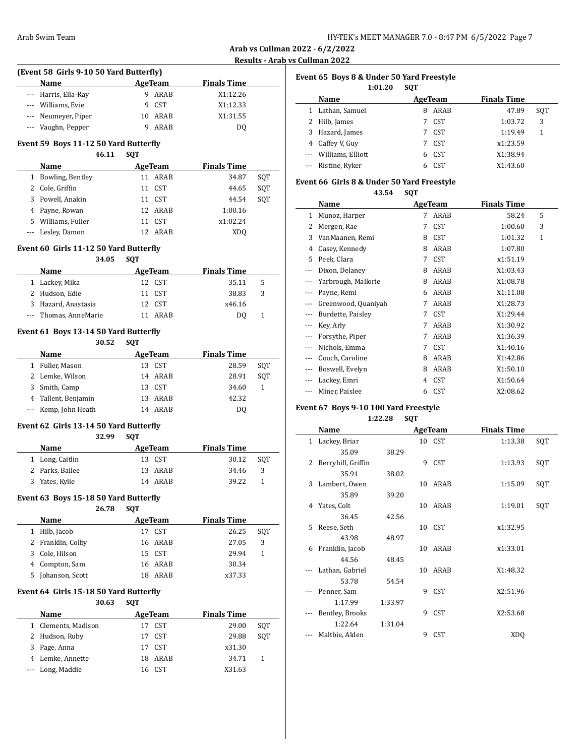## Arab vs Cullman 2022 - 6/2/2022

### Results - Arab vs Cullman 2022

**(Event 58 Girls 9-10 50 Yard Butterfly)**

| | Name | Age | Team | Finals Time | |
|---|---|---|---|---|---|
| --- | Harris, Ella-Ray | 9 | ARAB | X1:12.26 | |
| --- | Williams, Evie | 9 | CST | X1:12.33 | |
| --- | Neumeyer, Piper | 10 | ARAB | X1:31.55 | |
| --- | Vaughn, Pepper | 9 | ARAB | DQ | |

**Event 59 Boys 11-12 50 Yard Butterfly**

46.11 SQT

| | Name | Age | Team | Finals Time | |
|---|---|---|---|---|---|
| 1 | Bowling, Bentley | 11 | ARAB | 34.87 | SQT |
| 2 | Cole, Griffin | 11 | CST | 44.65 | SQT |
| 3 | Powell, Anakin | 11 | CST | 44.54 | SQT |
| 4 | Payne, Rowan | 12 | ARAB | 1:00.16 | |
| 5 | Williams, Fuller | 11 | CST | x1:02.24 | |
| --- | Lesley, Damon | 12 | ARAB | XDQ | |

**Event 60 Girls 11-12 50 Yard Butterfly**

34.05 SQT

| | Name | Age | Team | Finals Time | |
|---|---|---|---|---|---|
| 1 | Lackey, Mika | 12 | CST | 35.11 | 5 |
| 2 | Hudson, Edie | 11 | CST | 38.83 | 3 |
| 3 | Hazard, Anastasia | 12 | CST | x46.16 | |
| --- | Thomas, AnneMarie | 11 | ARAB | DQ | 1 |

**Event 61 Boys 13-14 50 Yard Butterfly**

30.52 SQT

| | Name | Age | Team | Finals Time | |
|---|---|---|---|---|---|
| 1 | Fuller, Mason | 13 | CST | 28.59 | SQT |
| 2 | Lemke, Wilson | 14 | ARAB | 28.91 | SQT |
| 3 | Smith, Camp | 13 | CST | 34.60 | 1 |
| 4 | Tallent, Benjamin | 13 | ARAB | 42.32 | |
| --- | Kemp, John Heath | 14 | ARAB | DQ | |

**Event 62 Girls 13-14 50 Yard Butterfly**

32.99 SQT

| | Name | Age | Team | Finals Time | |
|---|---|---|---|---|---|
| 1 | Long, Caitlin | 13 | CST | 30.12 | SQT |
| 2 | Parks, Bailee | 13 | ARAB | 34.46 | 3 |
| 3 | Yates, Kylie | 14 | ARAB | 39.22 | 1 |

**Event 63 Boys 15-18 50 Yard Butterfly**

26.78 SQT

| | Name | Age | Team | Finals Time | |
|---|---|---|---|---|---|
| 1 | Hilb, Jacob | 17 | CST | 26.25 | SQT |
| 2 | Franklin, Colby | 16 | ARAB | 27.05 | 3 |
| 3 | Cole, Hilson | 15 | CST | 29.94 | 1 |
| 4 | Compton, Sam | 16 | ARAB | 30.34 | |
| 5 | Johanson, Scott | 18 | ARAB | x37.33 | |

**Event 64 Girls 15-18 50 Yard Butterfly**

30.63 SQT

| | Name | Age | Team | Finals Time | |
|---|---|---|---|---|---|
| 1 | Clements, Madison | 17 | CST | 29.00 | SQT |
| 2 | Hudson, Ruby | 17 | CST | 29.88 | SQT |
| 3 | Page, Anna | 17 | CST | x31.30 | |
| 4 | Lemke, Annette | 18 | ARAB | 34.71 | 1 |
| --- | Long, Maddie | 16 | CST | X31.63 | |

**Event 65 Boys 8 & Under 50 Yard Freestyle**

1:01.20 SQT

| | Name | Age | Team | Finals Time | |
|---|---|---|---|---|---|
| 1 | Lathan, Samuel | 8 | ARAB | 47.89 | SQT |
| 2 | Hilb, James | 7 | CST | 1:03.72 | 3 |
| 3 | Hazard, James | 7 | CST | 1:19.49 | 1 |
| 4 | Caffey V, Guy | 7 | CST | x1:23.59 | |
| --- | Williams, Elliott | 6 | CST | X1:38.94 | |
| --- | Ristine, Ryker | 6 | CST | X1:43.60 | |

**Event 66 Girls 8 & Under 50 Yard Freestyle**

43.54 SQT

| | Name | Age | Team | Finals Time | |
|---|---|---|---|---|---|
| 1 | Munoz, Harper | 7 | ARAB | 58.24 | 5 |
| 2 | Mergen, Rae | 7 | CST | 1:00.60 | 3 |
| 3 | VanMaanen, Remi | 8 | CST | 1:01.32 | 1 |
| 4 | Casey, Kennedy | 8 | ARAB | 1:07.80 | |
| 5 | Peek, Clara | 7 | CST | x1:51.19 | |
| --- | Dixon, Delaney | 8 | ARAB | X1:03.43 | |
| --- | Yarbrough, Mallorie | 8 | ARAB | X1:08.78 | |
| --- | Payne, Remi | 6 | ARAB | X1:11.08 | |
| --- | Greenwood, Quaniyah | 7 | ARAB | X1:28.73 | |
| --- | Burdette, Paisley | 7 | CST | X1:29.44 | |
| --- | Key, Arly | 7 | ARAB | X1:30.92 | |
| --- | Forsythe, Piper | 7 | ARAB | X1:36.39 | |
| --- | Nichols, Emma | 7 | CST | X1:40.16 | |
| --- | Couch, Caroline | 8 | ARAB | X1:42.86 | |
| --- | Boswell, Evelyn | 8 | ARAB | X1:50.10 | |
| --- | Lackey, Emri | 4 | CST | X1:50.64 | |
| --- | Miner, Paislee | 6 | CST | X2:08.62 | |

**Event 67 Boys 9-10 100 Yard Freestyle**

1:22.28 SQT

| | Name | Age | Team | Finals Time | |
|---|---|---|---|---|---|
| 1 | Lackey, Briar | 10 | CST | 1:13.38 | SQT |
| | 35.09 38.29 | | | | |
| 2 | Berryhill, Griffin | 9 | CST | 1:13.93 | SQT |
| | 35.91 38.02 | | | | |
| 3 | Lambert, Owen | 10 | ARAB | 1:15.09 | SQT |
| | 35.89 39.20 | | | | |
| 4 | Yates, Colt | 10 | ARAB | 1:19.01 | SQT |
| | 36.45 42.56 | | | | |
| 5 | Reese, Seth | 10 | CST | x1:32.95 | |
| | 43.98 48.97 | | | | |
| 6 | Franklin, Jacob | 10 | ARAB | x1:33.01 | |
| | 44.56 48.45 | | | | |
| --- | Lathan, Gabriel | 10 | ARAB | X1:48.32 | |
| | 53.78 54.54 | | | | |
| --- | Penner, Sam | 9 | CST | X2:51.96 | |
| | 1:17.99 1:33.97 | | | | |
| --- | Bentley, Brooks | 9 | CST | X2:53.68 | |
| | 1:22.64 1:31.04 | | | | |
| --- | Maltbie, Alden | 9 | CST | XDQ | |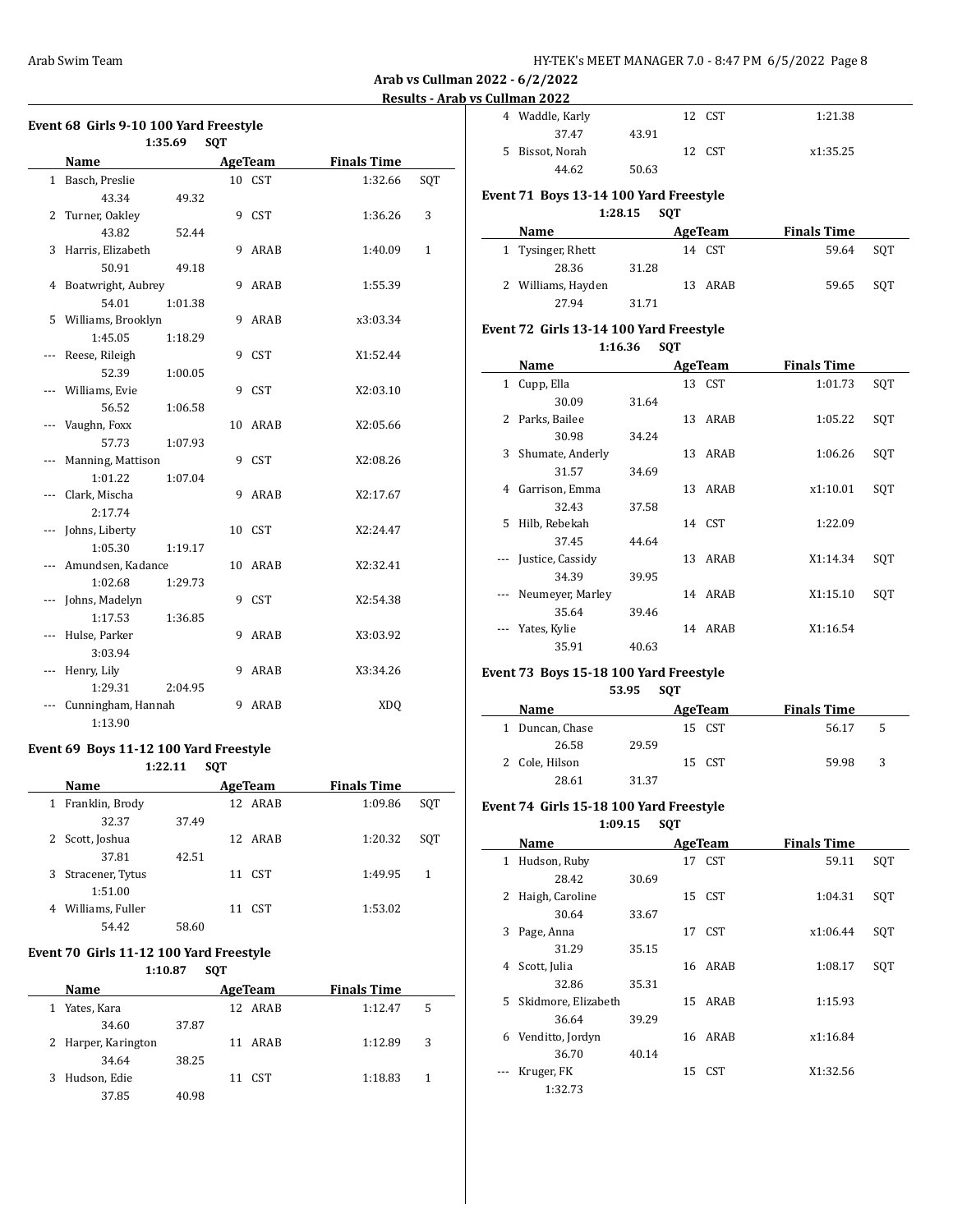**Arab vs Cullman 2022 - 6/2/2022**

**Results - Arab vs Cullman 2022**

### Event 68 Girls 9-10 100 Yard Freestyle

1:35.69 SQT

| | Name | Age | Team | Finals Time | |
|---|---|---|---|---|---|
| 1 | Basch, Preslie | 10 | CST | 1:32.66 | SQT |
| | 43.34 | 49.32 | | | |
| 2 | Turner, Oakley | 9 | CST | 1:36.26 | 3 |
| | 43.82 | 52.44 | | | |
| 3 | Harris, Elizabeth | 9 | ARAB | 1:40.09 | 1 |
| | 50.91 | 49.18 | | | |
| 4 | Boatwright, Aubrey | 9 | ARAB | 1:55.39 | |
| | 54.01 | 1:01.38 | | | |
| 5 | Williams, Brooklyn | 9 | ARAB | x3:03.34 | |
| | 1:45.05 | 1:18.29 | | | |
| --- | Reese, Rileigh | 9 | CST | X1:52.44 | |
| | 52.39 | 1:00.05 | | | |
| --- | Williams, Evie | 9 | CST | X2:03.10 | |
| | 56.52 | 1:06.58 | | | |
| --- | Vaughn, Foxx | 10 | ARAB | X2:05.66 | |
| | 57.73 | 1:07.93 | | | |
| --- | Manning, Mattison | 9 | CST | X2:08.26 | |
| | 1:01.22 | 1:07.04 | | | |
| --- | Clark, Mischa | 9 | ARAB | X2:17.67 | |
| | 2:17.74 | | | | |
| --- | Johns, Liberty | 10 | CST | X2:24.47 | |
| | 1:05.30 | 1:19.17 | | | |
| --- | Amundsen, Kadance | 10 | ARAB | X2:32.41 | |
| | 1:02.68 | 1:29.73 | | | |
| --- | Johns, Madelyn | 9 | CST | X2:54.38 | |
| | 1:17.53 | 1:36.85 | | | |
| --- | Hulse, Parker | 9 | ARAB | X3:03.92 | |
| | 3:03.94 | | | | |
| --- | Henry, Lily | 9 | ARAB | X3:34.26 | |
| | 1:29.31 | 2:04.95 | | | |
| --- | Cunningham, Hannah | 9 | ARAB | XDQ | |
| | 1:13.90 | | | | |

### Event 69 Boys 11-12 100 Yard Freestyle

1:22.11 SQT

| | Name | Age | Team | Finals Time | |
|---|---|---|---|---|---|
| 1 | Franklin, Brody | 12 | ARAB | 1:09.86 | SQT |
| | 32.37 | 37.49 | | | |
| 2 | Scott, Joshua | 12 | ARAB | 1:20.32 | SQT |
| | 37.81 | 42.51 | | | |
| 3 | Stracener, Tytus | 11 | CST | 1:49.95 | 1 |
| | 1:51.00 | | | | |
| 4 | Williams, Fuller | 11 | CST | 1:53.02 | |
| | 54.42 | 58.60 | | | |

### Event 70 Girls 11-12 100 Yard Freestyle

1:10.87 SQT

| | Name | Age | Team | Finals Time | |
|---|---|---|---|---|---|
| 1 | Yates, Kara | 12 | ARAB | 1:12.47 | 5 |
| | 34.60 | 37.87 | | | |
| 2 | Harper, Karington | 11 | ARAB | 1:12.89 | 3 |
| | 34.64 | 38.25 | | | |
| 3 | Hudson, Edie | 11 | CST | 1:18.83 | 1 |
| | 37.85 | 40.98 | | | |
| 4 | Waddle, Karly | 12 | CST | 1:21.38 | |
| | 37.47 | 43.91 | | | |
| 5 | Bissot, Norah | 12 | CST | x1:35.25 | |
| | 44.62 | 50.63 | | | |

### Event 71 Boys 13-14 100 Yard Freestyle

1:28.15 SQT

| | Name | Age | Team | Finals Time | |
|---|---|---|---|---|---|
| 1 | Tysinger, Rhett | 14 | CST | 59.64 | SQT |
| | 28.36 | 31.28 | | | |
| 2 | Williams, Hayden | 13 | ARAB | 59.65 | SQT |
| | 27.94 | 31.71 | | | |

### Event 72 Girls 13-14 100 Yard Freestyle

1:16.36 SQT

| | Name | Age | Team | Finals Time | |
|---|---|---|---|---|---|
| 1 | Cupp, Ella | 13 | CST | 1:01.73 | SQT |
| | 30.09 | 31.64 | | | |
| 2 | Parks, Bailee | 13 | ARAB | 1:05.22 | SQT |
| | 30.98 | 34.24 | | | |
| 3 | Shumate, Anderly | 13 | ARAB | 1:06.26 | SQT |
| | 31.57 | 34.69 | | | |
| 4 | Garrison, Emma | 13 | ARAB | x1:10.01 | SQT |
| | 32.43 | 37.58 | | | |
| 5 | Hilb, Rebekah | 14 | CST | 1:22.09 | |
| | 37.45 | 44.64 | | | |
| --- | Justice, Cassidy | 13 | ARAB | X1:14.34 | SQT |
| | 34.39 | 39.95 | | | |
| --- | Neumeyer, Marley | 14 | ARAB | X1:15.10 | SQT |
| | 35.64 | 39.46 | | | |
| --- | Yates, Kylie | 14 | ARAB | X1:16.54 | |
| | 35.91 | 40.63 | | | |

### Event 73 Boys 15-18 100 Yard Freestyle

53.95 SQT

| | Name | Age | Team | Finals Time | |
|---|---|---|---|---|---|
| 1 | Duncan, Chase | 15 | CST | 56.17 | 5 |
| | 26.58 | 29.59 | | | |
| 2 | Cole, Hilson | 15 | CST | 59.98 | 3 |
| | 28.61 | 31.37 | | | |

### Event 74 Girls 15-18 100 Yard Freestyle

1:09.15 SQT

| | Name | Age | Team | Finals Time | |
|---|---|---|---|---|---|
| 1 | Hudson, Ruby | 17 | CST | 59.11 | SQT |
| | 28.42 | 30.69 | | | |
| 2 | Haigh, Caroline | 15 | CST | 1:04.31 | SQT |
| | 30.64 | 33.67 | | | |
| 3 | Page, Anna | 17 | CST | x1:06.44 | SQT |
| | 31.29 | 35.15 | | | |
| 4 | Scott, Julia | 16 | ARAB | 1:08.17 | SQT |
| | 32.86 | 35.31 | | | |
| 5 | Skidmore, Elizabeth | 15 | ARAB | 1:15.93 | |
| | 36.64 | 39.29 | | | |
| 6 | Venditto, Jordyn | 16 | ARAB | x1:16.84 | |
| | 36.70 | 40.14 | | | |
| --- | Kruger, FK | 15 | CST | X1:32.56 | |
| | 1:32.73 | | | | |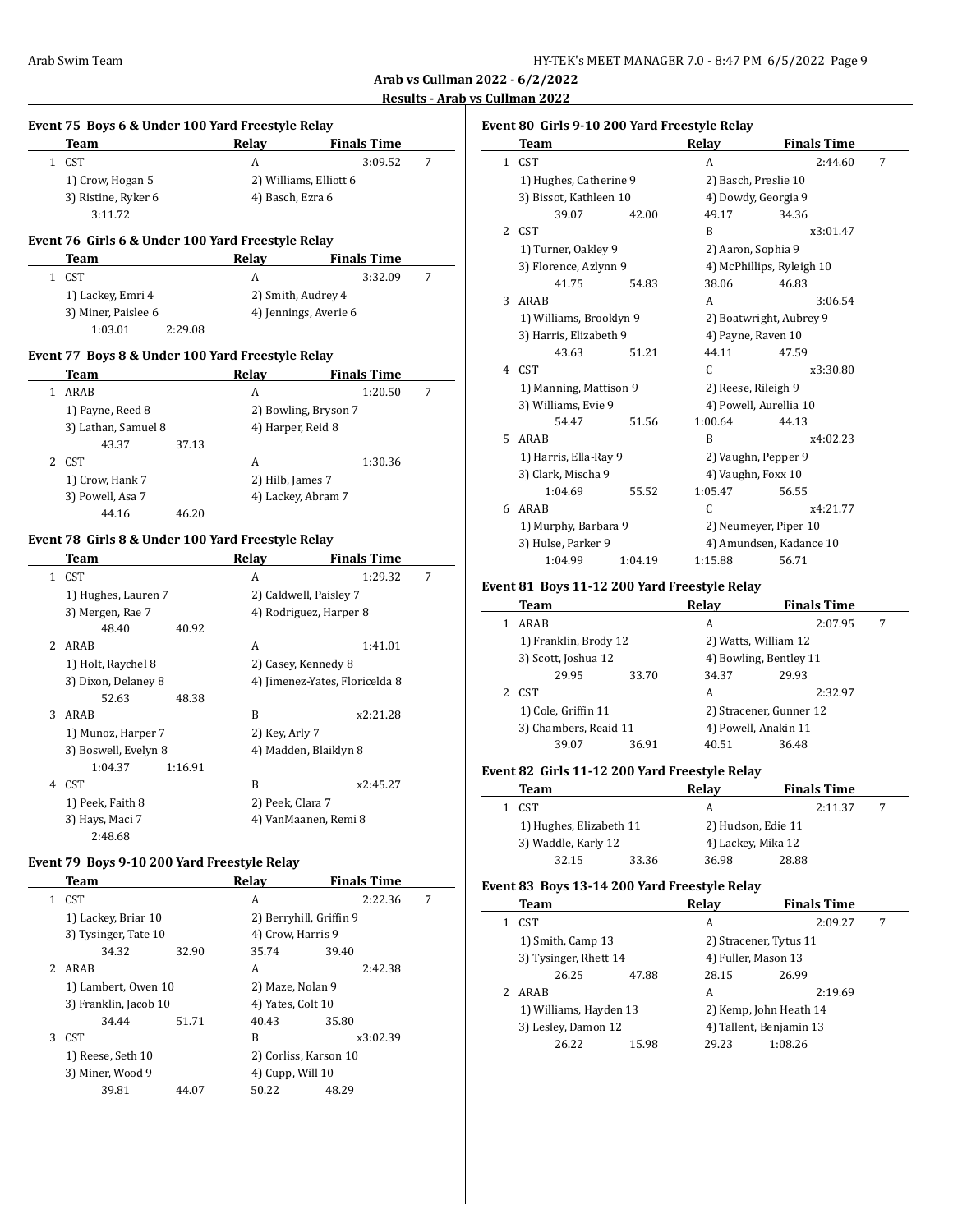**Arab vs Cullman 2022 - 6/2/2022**

**Results - Arab vs Cullman 2022**

### Event 75 Boys 6 & Under 100 Yard Freestyle Relay

| | Team | Relay | Finals Time | |
|---|---|---|---|---|
| 1 | CST | A | 3:09.52 | 7 |

1) Crow, Hogan 5 2) Williams, Elliott 6
3) Ristine, Ryker 6 4) Basch, Ezra 6
3:11.72

### Event 76 Girls 6 & Under 100 Yard Freestyle Relay

| | Team | Relay | Finals Time | |
|---|---|---|---|---|
| 1 | CST | A | 3:32.09 | 7 |

1) Lackey, Emri 4 2) Smith, Audrey 4
3) Miner, Paislee 6 4) Jennings, Averie 6
1:03.01 2:29.08

### Event 77 Boys 8 & Under 100 Yard Freestyle Relay

| | Team | Relay | Finals Time | |
|---|---|---|---|---|
| 1 | ARAB | A | 1:20.50 | 7 |

1) Payne, Reed 8 2) Bowling, Bryson 7
3) Lathan, Samuel 8 4) Harper, Reid 8
43.37 37.13

| | Team | Relay | Finals Time | |
|---|---|---|---|---|
| 2 | CST | A | 1:30.36 | |

1) Crow, Hank 7 2) Hilb, James 7
3) Powell, Asa 7 4) Lackey, Abram 7
44.16 46.20

### Event 78 Girls 8 & Under 100 Yard Freestyle Relay

| | Team | Relay | Finals Time | |
|---|---|---|---|---|
| 1 | CST | A | 1:29.32 | 7 |

1) Hughes, Lauren 7 2) Caldwell, Paisley 7
3) Mergen, Rae 7 4) Rodriguez, Harper 8
48.40 40.92

| | Team | Relay | Finals Time | |
|---|---|---|---|---|
| 2 | ARAB | A | 1:41.01 | |

1) Holt, Raychel 8 2) Casey, Kennedy 8
3) Dixon, Delaney 8 4) Jimenez-Yates, Floricelda 8
52.63 48.38

| | Team | Relay | Finals Time | |
|---|---|---|---|---|
| 3 | ARAB | B | x2:21.28 | |

1) Munoz, Harper 7 2) Key, Arly 7
3) Boswell, Evelyn 8 4) Madden, Blaiklyn 8
1:04.37 1:16.91

| | Team | Relay | Finals Time | |
|---|---|---|---|---|
| 4 | CST | B | x2:45.27 | |

1) Peek, Faith 8 2) Peek, Clara 7
3) Hays, Maci 7 4) VanMaanen, Remi 8
2:48.68

### Event 79 Boys 9-10 200 Yard Freestyle Relay

| | Team | Relay | Finals Time | |
|---|---|---|---|---|
| 1 | CST | A | 2:22.36 | 7 |

1) Lackey, Briar 10 2) Berryhill, Griffin 9
3) Tysinger, Tate 10 4) Crow, Harris 9
34.32 32.90 35.74 39.40

| | Team | Relay | Finals Time | |
|---|---|---|---|---|
| 2 | ARAB | A | 2:42.38 | |

1) Lambert, Owen 10 2) Maze, Nolan 9
3) Franklin, Jacob 10 4) Yates, Colt 10
34.44 51.71 40.43 35.80

| | Team | Relay | Finals Time | |
|---|---|---|---|---|
| 3 | CST | B | x3:02.39 | |

1) Reese, Seth 10 2) Corliss, Karson 10
3) Miner, Wood 9 4) Cupp, Will 10
39.81 44.07 50.22 48.29

### Event 80 Girls 9-10 200 Yard Freestyle Relay

| | Team | Relay | Finals Time | |
|---|---|---|---|---|
| 1 | CST | A | 2:44.60 | 7 |

1) Hughes, Catherine 9 2) Basch, Preslie 10
3) Bissot, Kathleen 10 4) Dowdy, Georgia 9
39.07 42.00 49.17 34.36

| | Team | Relay | Finals Time | |
|---|---|---|---|---|
| 2 | CST | B | x3:01.47 | |

1) Turner, Oakley 9 2) Aaron, Sophia 9
3) Florence, Azlynn 9 4) McPhillips, Ryleigh 10
41.75 54.83 38.06 46.83

| | Team | Relay | Finals Time | |
|---|---|---|---|---|
| 3 | ARAB | A | 3:06.54 | |

1) Williams, Brooklyn 9 2) Boatwright, Aubrey 9
3) Harris, Elizabeth 9 4) Payne, Raven 10
43.63 51.21 44.11 47.59

| | Team | Relay | Finals Time | |
|---|---|---|---|---|
| 4 | CST | C | x3:30.80 | |

1) Manning, Mattison 9 2) Reese, Rileigh 9
3) Williams, Evie 9 4) Powell, Aurellia 10
54.47 51.56 1:00.64 44.13

| | Team | Relay | Finals Time | |
|---|---|---|---|---|
| 5 | ARAB | B | x4:02.23 | |

1) Harris, Ella-Ray 9 2) Vaughn, Pepper 9
3) Clark, Mischa 9 4) Vaughn, Foxx 10
1:04.69 55.52 1:05.47 56.55

| | Team | Relay | Finals Time | |
|---|---|---|---|---|
| 6 | ARAB | C | x4:21.77 | |

1) Murphy, Barbara 9 2) Neumeyer, Piper 10
3) Hulse, Parker 9 4) Amundsen, Kadance 10
1:04.99 1:04.19 1:15.88 56.71

### Event 81 Boys 11-12 200 Yard Freestyle Relay

| | Team | Relay | Finals Time | |
|---|---|---|---|---|
| 1 | ARAB | A | 2:07.95 | 7 |

1) Franklin, Brody 12 2) Watts, William 12
3) Scott, Joshua 12 4) Bowling, Bentley 11
29.95 33.70 34.37 29.93

| | Team | Relay | Finals Time | |
|---|---|---|---|---|
| 2 | CST | A | 2:32.97 | |

1) Cole, Griffin 11 2) Stracener, Gunner 12
3) Chambers, Reaid 11 4) Powell, Anakin 11
39.07 36.91 40.51 36.48

### Event 82 Girls 11-12 200 Yard Freestyle Relay

| | Team | Relay | Finals Time | |
|---|---|---|---|---|
| 1 | CST | A | 2:11.37 | 7 |

1) Hughes, Elizabeth 11 2) Hudson, Edie 11
3) Waddle, Karly 12 4) Lackey, Mika 12
32.15 33.36 36.98 28.88

### Event 83 Boys 13-14 200 Yard Freestyle Relay

| | Team | Relay | Finals Time | |
|---|---|---|---|---|
| 1 | CST | A | 2:09.27 | 7 |

1) Smith, Camp 13 2) Stracener, Tytus 11
3) Tysinger, Rhett 14 4) Fuller, Mason 13
26.25 47.88 28.15 26.99

| | Team | Relay | Finals Time | |
|---|---|---|---|---|
| 2 | ARAB | A | 2:19.69 | |

1) Williams, Hayden 13 2) Kemp, John Heath 14
3) Lesley, Damon 12 4) Tallent, Benjamin 13
26.22 15.98 29.23 1:08.26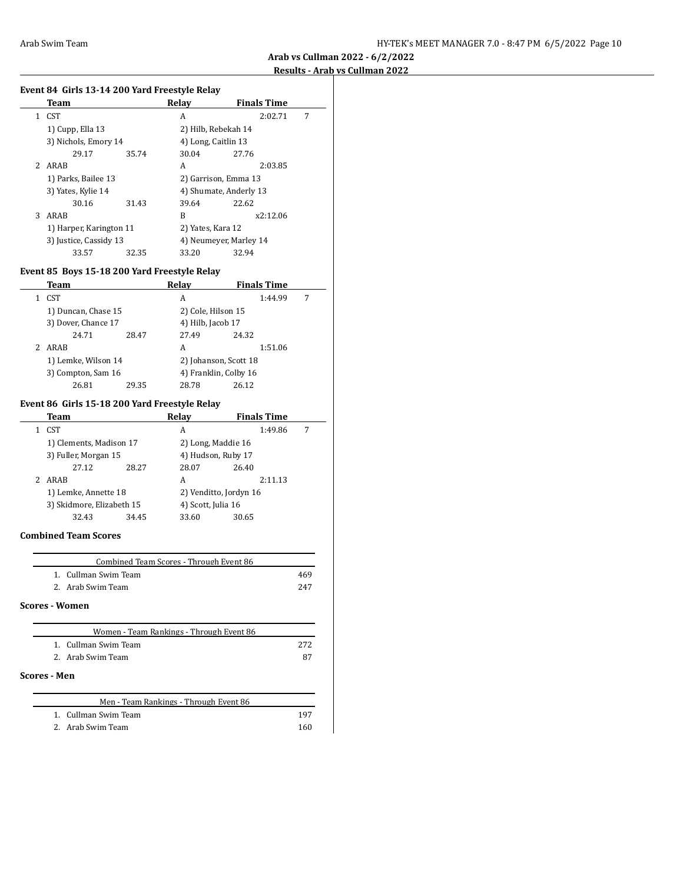## Event 84 Girls 13-14 200 Yard Freestyle Relay

| | Team | Relay | Finals Time | |
|---|---|---|---|---|
| 1 | CST | A | 2:02.71 | 7 |
| | 1) Cupp, Ella 13 | 2) Hilb, Rebekah 14 | | |
| | 3) Nichols, Emory 14 | 4) Long, Caitlin 13 | | |
| | 29.17 35.74 | 30.04 27.76 | | |
| 2 | ARAB | A | 2:03.85 | |
| | 1) Parks, Bailee 13 | 2) Garrison, Emma 13 | | |
| | 3) Yates, Kylie 14 | 4) Shumate, Anderly 13 | | |
| | 30.16 31.43 | 39.64 22.62 | | |
| 3 | ARAB | B | x2:12.06 | |
| | 1) Harper, Karington 11 | 2) Yates, Kara 12 | | |
| | 3) Justice, Cassidy 13 | 4) Neumeyer, Marley 14 | | |
| | 33.57 32.35 | 33.20 32.94 | | |

## Event 85 Boys 15-18 200 Yard Freestyle Relay

| | Team | Relay | Finals Time | |
|---|---|---|---|---|
| 1 | CST | A | 1:44.99 | 7 |
| | 1) Duncan, Chase 15 | 2) Cole, Hilson 15 | | |
| | 3) Dover, Chance 17 | 4) Hilb, Jacob 17 | | |
| | 24.71 28.47 | 27.49 24.32 | | |
| 2 | ARAB | A | 1:51.06 | |
| | 1) Lemke, Wilson 14 | 2) Johanson, Scott 18 | | |
| | 3) Compton, Sam 16 | 4) Franklin, Colby 16 | | |
| | 26.81 29.35 | 28.78 26.12 | | |

## Event 86 Girls 15-18 200 Yard Freestyle Relay

| | Team | Relay | Finals Time | |
|---|---|---|---|---|
| 1 | CST | A | 1:49.86 | 7 |
| | 1) Clements, Madison 17 | 2) Long, Maddie 16 | | |
| | 3) Fuller, Morgan 15 | 4) Hudson, Ruby 17 | | |
| | 27.12 28.27 | 28.07 26.40 | | |
| 2 | ARAB | A | 2:11.13 | |
| | 1) Lemke, Annette 18 | 2) Venditto, Jordyn 16 | | |
| | 3) Skidmore, Elizabeth 15 | 4) Scott, Julia 16 | | |
| | 32.43 34.45 | 33.60 30.65 | | |

## Combined Team Scores

| Combined Team Scores - Through Event 86 | |
|---|---|
| 1. Cullman Swim Team | 469 |
| 2. Arab Swim Team | 247 |

## Scores - Women

| Women - Team Rankings - Through Event 86 | |
|---|---|
| 1. Cullman Swim Team | 272 |
| 2. Arab Swim Team | 87 |

## Scores - Men

| Men - Team Rankings - Through Event 86 | |
|---|---|
| 1. Cullman Swim Team | 197 |
| 2. Arab Swim Team | 160 |